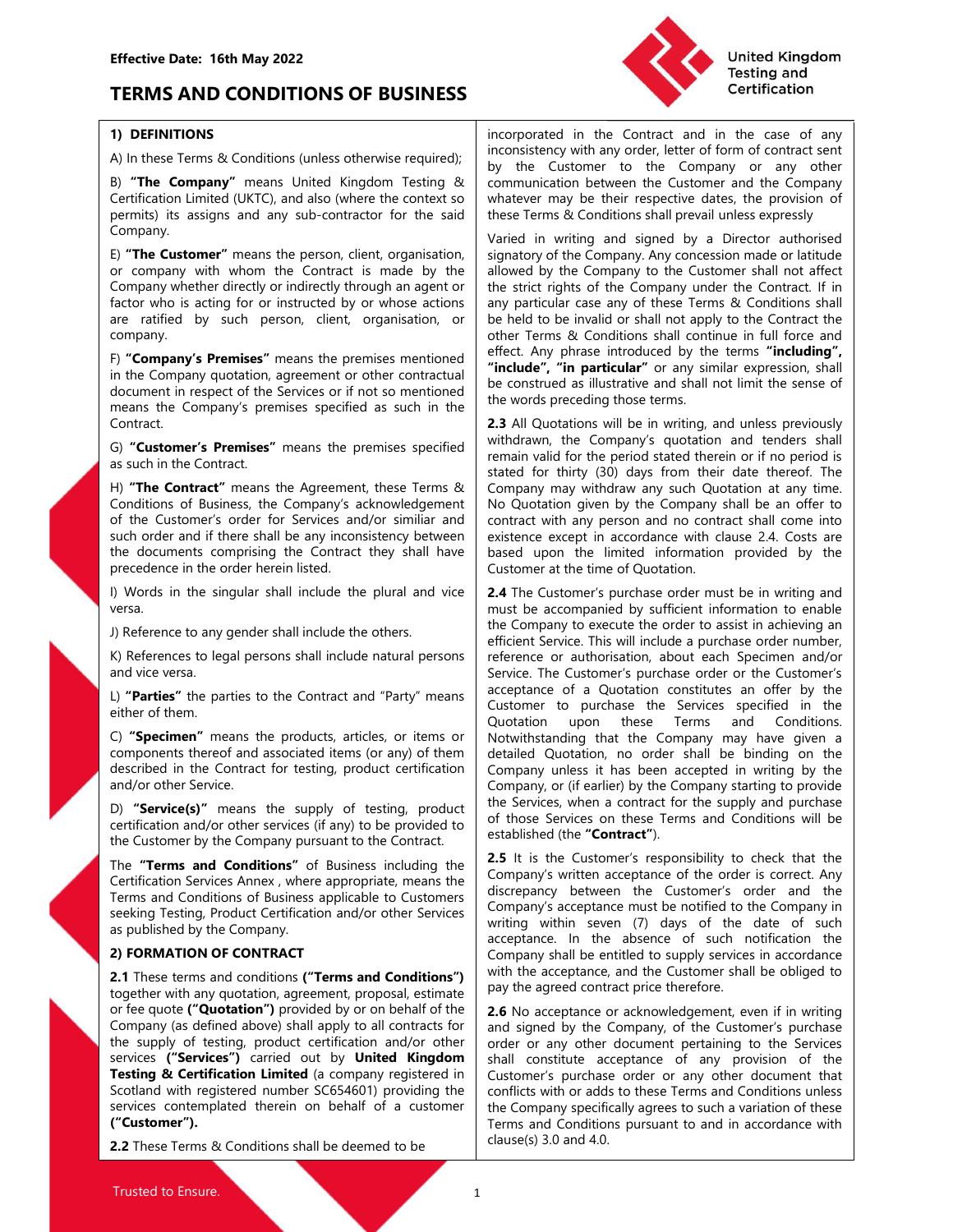Effective Date: 16th May 2022

# TERMS AND CONDITIONS OF BUSINESS

## 1) DEFINITIONS

A) In these Terms & Conditions (unless otherwise required);

B) **"The Company"** means United Kingdom Testing & Certification Limited (UKTC), and also (where the context so permits) its assigns and any sub-contractor for the said Company.

E) **"The Customer"** means the person, client, organisation, or company with whom the Contract is made by the Company whether directly or indirectly through an agent or factor who is acting for or instructed by or whose actions are ratified by such person, client, organisation, or company.

F) **"Company's Premises"** means the premises mentioned in the Company quotation, agreement or other contractual document in respect of the Services or if not so mentioned means the Company's premises specified as such in the Contract.

G) **"Customer's Premises"** means the premises specified as such in the Contract.

H) **"The Contract"** means the Agreement, these Terms & Conditions of Business, the Company's acknowledgement of the Customer's order for Services and/or similiar and such order and if there shall be any inconsistency between the documents comprising the Contract they shall have precedence in the order herein listed.

I) Words in the singular shall include the plural and vice versa.

J) Reference to any gender shall include the others.

K) References to legal persons shall include natural persons and vice versa.

L) **"Parties"** the parties to the Contract and "Party" means either of them.

C) **"Specimen"** means the products, articles, or items or components thereof and associated items (or any) of them described in the Contract for testing, product certification and/or other Service.

D) **"Service(s)"** means the supply of testing, product certification and/or other services (if any) to be provided to the Customer by the Company pursuant to the Contract.

The **"Terms and Conditions"** of Business including the Certification Services Annex , where appropriate, means the Terms and Conditions of Business applicable to Customers seeking Testing, Product Certification and/or other Services as published by the Company.

## 2) FORMATION OF CONTRACT

**2.1** These terms and conditions **("Terms and Conditions")** together with any quotation, agreement, proposal, estimate or fee quote **("Quotation")** provided by or on behalf of the Company (as defined above) shall apply to all contracts for the supply of testing, product certification and/or other services **("Services")** carried out by **United Kingdom Testing & Certification Limited** (a company registered in Scotland with registered number SC654601) providing the services contemplated therein on behalf of a customer **("Customer").**

**2.2** These Terms & Conditions shall be deemed to be incorporated in the Contract and in the case of any inconsistency with any order, letter of form of contract sent by the Customer to the Company or any other communication between the Customer and the Company whatever may be their respective dates, the provision of these Terms & Conditions shall prevail unless expressly

Varied in writing and signed by a Director authorised signatory of the Company. Any concession made or latitude allowed by the Company to the Customer shall not affect the strict rights of the Company under the Contract. If in any particular case any of these Terms & Conditions shall be held to be invalid or shall not apply to the Contract the other Terms & Conditions shall continue in full force and effect. Any phrase introduced by the terms **"including", "include", "in particular"** or any similar expression, shall be construed as illustrative and shall not limit the sense of the words preceding those terms.

**2.3** All Quotations will be in writing, and unless previously withdrawn, the Company's quotation and tenders shall remain valid for the period stated therein or if no period is stated for thirty (30) days from their date thereof. The Company may withdraw any such Quotation at any time. No Quotation given by the Company shall be an offer to contract with any person and no contract shall come into existence except in accordance with clause 2.4. Costs are based upon the limited information provided by the Customer at the time of Quotation.

**2.4** The Customer's purchase order must be in writing and must be accompanied by sufficient information to enable the Company to execute the order to assist in achieving an efficient Service. This will include a purchase order number, reference or authorisation, about each Specimen and/or Service. The Customer's purchase order or the Customer's acceptance of a Quotation constitutes an offer by the Customer to purchase the Services specified in the Quotation upon these Terms and Conditions. Notwithstanding that the Company may have given a detailed Quotation, no order shall be binding on the Company unless it has been accepted in writing by the Company, or (if earlier) by the Company starting to provide the Services, when a contract for the supply and purchase of those Services on these Terms and Conditions will be established (the **"Contract"**).

**2.5** It is the Customer's responsibility to check that the Company's written acceptance of the order is correct. Any discrepancy between the Customer's order and the Company's acceptance must be notified to the Company in writing within seven (7) days of the date of such acceptance. In the absence of such notification the Company shall be entitled to supply services in accordance with the acceptance, and the Customer shall be obliged to pay the agreed contract price therefore.

**2.6** No acceptance or acknowledgement, even if in writing and signed by the Company, of the Customer's purchase order or any other document pertaining to the Services shall constitute acceptance of any provision of the Customer's purchase order or any other document that conflicts with or adds to these Terms and Conditions unless the Company specifically agrees to such a variation of these Terms and Conditions pursuant to and in accordance with clause(s) 3.0 and 4.0.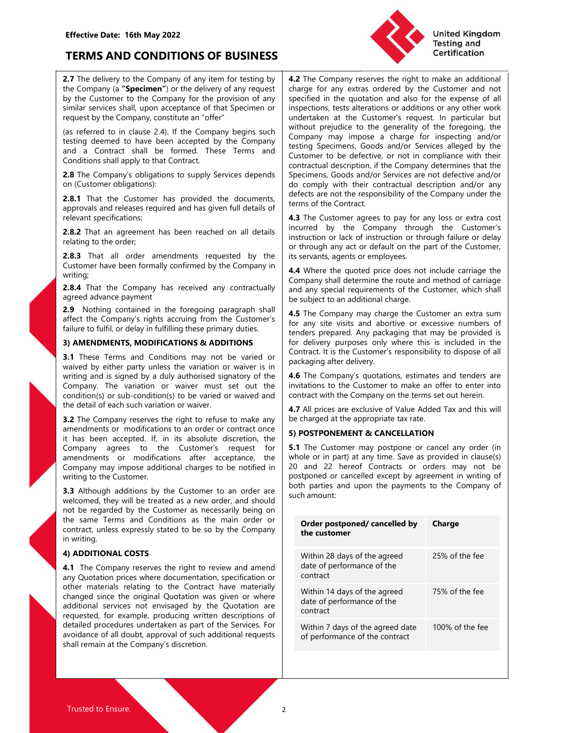**2.7** The delivery to the Company of any item for testing by the Company (a **"Specimen"**) or the delivery of any request by the Customer to the Company for the provision of any similar services shall, upon acceptance of that Specimen or request by the Company, constitute an "offer"

(as referred to in clause 2.4). If the Company begins such testing deemed to have been accepted by the Company and a Contract shall be formed. These Terms and Conditions shall apply to that Contract.

**2.8** The Company's obligations to supply Services depends on (Customer obligations):

**2.8.1** That the Customer has provided the documents, approvals and releases required and has given full details of relevant specifications;

**2.8.2** That an agreement has been reached on all details relating to the order;

**2.8.3** That all order amendments requested by the Customer have been formally confirmed by the Company in writing;

**2.8.4** That the Company has received any contractually agreed advance payment

**2.9** Nothing contained in the foregoing paragraph shall affect the Company's rights accruing from the Customer's failure to fulfil, or delay in fulfilling these primary duties.

### 3) AMENDMENTS, MODIFICATIONS & ADDITIONS

**3.1** These Terms and Conditions may not be varied or waived by either party unless the variation or waiver is in writing and is signed by a duly authorised signatory of the Company. The variation or waiver must set out the condition(s) or sub-condition(s) to be varied or waived and the detail of each such variation or waiver.

**3.2** The Company reserves the right to refuse to make any amendments or modifications to an order or contract once it has been accepted. If, in its absolute discretion, the Company agrees to the Customer's request for amendments or modifications after acceptance, the Company may impose additional charges to be notified in writing to the Customer.

**3.3** Although additions by the Customer to an order are welcomed, they will be treated as a new order, and should not be regarded by the Customer as necessarily being on the same Terms and Conditions as the main order or contract, unless expressly stated to be so by the Company in writing.

### 4) ADDITIONAL COSTS

**4.1** The Company reserves the right to review and amend any Quotation prices where documentation, specification or other materials relating to the Contract have materially changed since the original Quotation was given or where additional services not envisaged by the Quotation are requested, for example, producing written descriptions of detailed procedures undertaken as part of the Services. For avoidance of all doubt, approval of such additional requests shall remain at the Company's discretion.

**4.2** The Company reserves the right to make an additional charge for any extras ordered by the Customer and not specified in the quotation and also for the expense of all inspections, tests alterations or additions or any other work undertaken at the Customer's request. In particular but without prejudice to the generality of the foregoing, the Company may impose a charge for inspecting and/or testing Specimens, Goods and/or Services alleged by the Customer to be defective, or not in compliance with their contractual description, if the Company determines that the Specimens, Goods and/or Services are not defective and/or do comply with their contractual description and/or any defects are not the responsibility of the Company under the terms of the Contract.

**4.3** The Customer agrees to pay for any loss or extra cost incurred by the Company through the Customer's instruction or lack of instruction or through failure or delay or through any act or default on the part of the Customer, its servants, agents or employees.

**4.4** Where the quoted price does not include carriage the Company shall determine the route and method of carriage and any special requirements of the Customer, which shall be subject to an additional charge.

**4.5** The Company may charge the Customer an extra sum for any site visits and abortive or excessive numbers of tenders prepared. Any packaging that may be provided is for delivery purposes only where this is included in the Contract. It is the Customer's responsibility to dispose of all packaging after delivery.

**4.6** The Company's quotations, estimates and tenders are invitations to the Customer to make an offer to enter into contract with the Company on the terms set out herein.

**4.7** All prices are exclusive of Value Added Tax and this will be charged at the appropriate tax rate.

### 5) POSTPONEMENT & CANCELLATION

**5.1** The Customer may postpone or cancel any order (in whole or in part) at any time. Save as provided in clause(s) 20 and 22 hereof Contracts or orders may not be postponed or cancelled except by agreement in writing of both parties and upon the payments to the Company of such amount:

| Order postponed/ cancelled by the customer | Charge |
|---|---|
| Within 28 days of the agreed date of performance of the contract | 25% of the fee |
| Within 14 days of the agreed date of performance of the contract | 75% of the fee |
| Within 7 days of the agreed date of performance of the contract | 100% of the fee |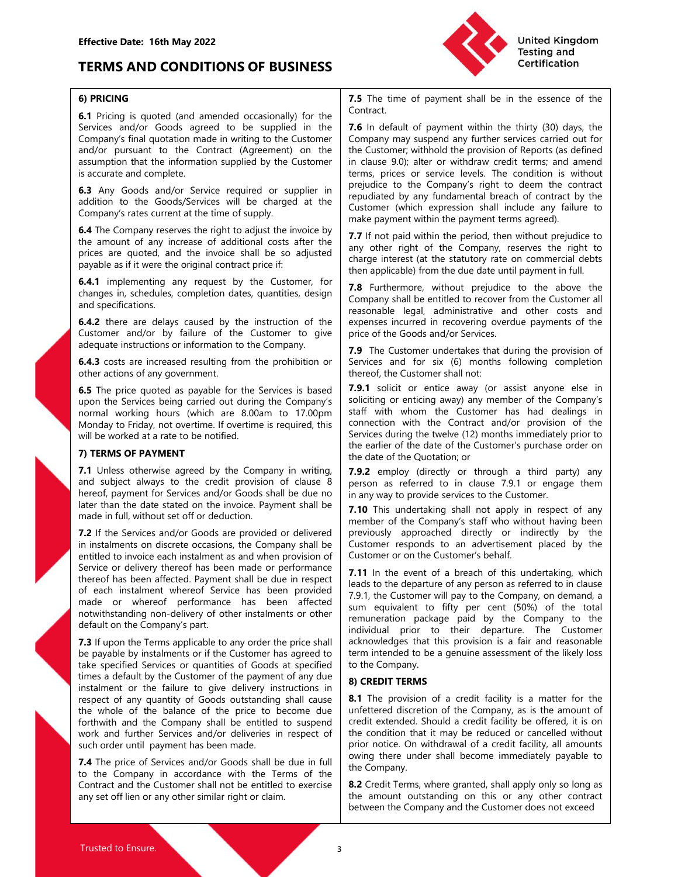## 6) PRICING

**6.1** Pricing is quoted (and amended occasionally) for the Services and/or Goods agreed to be supplied in the Company's final quotation made in writing to the Customer and/or pursuant to the Contract (Agreement) on the assumption that the information supplied by the Customer is accurate and complete.

**6.3** Any Goods and/or Service required or supplier in addition to the Goods/Services will be charged at the Company's rates current at the time of supply.

**6.4** The Company reserves the right to adjust the invoice by the amount of any increase of additional costs after the prices are quoted, and the invoice shall be so adjusted payable as if it were the original contract price if:

**6.4.1** implementing any request by the Customer, for changes in, schedules, completion dates, quantities, design and specifications.

**6.4.2** there are delays caused by the instruction of the Customer and/or by failure of the Customer to give adequate instructions or information to the Company.

**6.4.3** costs are increased resulting from the prohibition or other actions of any government.

**6.5** The price quoted as payable for the Services is based upon the Services being carried out during the Company's normal working hours (which are 8.00am to 17.00pm Monday to Friday, not overtime. If overtime is required, this will be worked at a rate to be notified.

## 7) TERMS OF PAYMENT

**7.1** Unless otherwise agreed by the Company in writing, and subject always to the credit provision of clause 8 hereof, payment for Services and/or Goods shall be due no later than the date stated on the invoice. Payment shall be made in full, without set off or deduction.

**7.2** If the Services and/or Goods are provided or delivered in instalments on discrete occasions, the Company shall be entitled to invoice each instalment as and when provision of Service or delivery thereof has been made or performance thereof has been affected. Payment shall be due in respect of each instalment whereof Service has been provided made or whereof performance has been affected notwithstanding non-delivery of other instalments or other default on the Company's part.

**7.3** If upon the Terms applicable to any order the price shall be payable by instalments or if the Customer has agreed to take specified Services or quantities of Goods at specified times a default by the Customer of the payment of any due instalment or the failure to give delivery instructions in respect of any quantity of Goods outstanding shall cause the whole of the balance of the price to become due forthwith and the Company shall be entitled to suspend work and further Services and/or deliveries in respect of such order until payment has been made.

**7.4** The price of Services and/or Goods shall be due in full to the Company in accordance with the Terms of the Contract and the Customer shall not be entitled to exercise any set off lien or any other similar right or claim.

**7.5** The time of payment shall be in the essence of the Contract.

**7.6** In default of payment within the thirty (30) days, the Company may suspend any further services carried out for the Customer; withhold the provision of Reports (as defined in clause 9.0); alter or withdraw credit terms; and amend terms, prices or service levels. The condition is without prejudice to the Company's right to deem the contract repudiated by any fundamental breach of contract by the Customer (which expression shall include any failure to make payment within the payment terms agreed).

**7.7** If not paid within the period, then without prejudice to any other right of the Company, reserves the right to charge interest (at the statutory rate on commercial debts then applicable) from the due date until payment in full.

**7.8** Furthermore, without prejudice to the above the Company shall be entitled to recover from the Customer all reasonable legal, administrative and other costs and expenses incurred in recovering overdue payments of the price of the Goods and/or Services.

**7.9** The Customer undertakes that during the provision of Services and for six (6) months following completion thereof, the Customer shall not:

**7.9.1** solicit or entice away (or assist anyone else in soliciting or enticing away) any member of the Company's staff with whom the Customer has had dealings in connection with the Contract and/or provision of the Services during the twelve (12) months immediately prior to the earlier of the date of the Customer's purchase order on the date of the Quotation; or

**7.9.2** employ (directly or through a third party) any person as referred to in clause 7.9.1 or engage them in any way to provide services to the Customer.

**7.10** This undertaking shall not apply in respect of any member of the Company's staff who without having been previously approached directly or indirectly by the Customer responds to an advertisement placed by the Customer or on the Customer's behalf.

**7.11** In the event of a breach of this undertaking, which leads to the departure of any person as referred to in clause 7.9.1, the Customer will pay to the Company, on demand, a sum equivalent to fifty per cent (50%) of the total remuneration package paid by the Company to the individual prior to their departure. The Customer acknowledges that this provision is a fair and reasonable term intended to be a genuine assessment of the likely loss to the Company.

## 8) CREDIT TERMS

**8.1** The provision of a credit facility is a matter for the unfettered discretion of the Company, as is the amount of credit extended. Should a credit facility be offered, it is on the condition that it may be reduced or cancelled without prior notice. On withdrawal of a credit facility, all amounts owing there under shall become immediately payable to the Company.

**8.2** Credit Terms, where granted, shall apply only so long as the amount outstanding on this or any other contract between the Company and the Customer does not exceed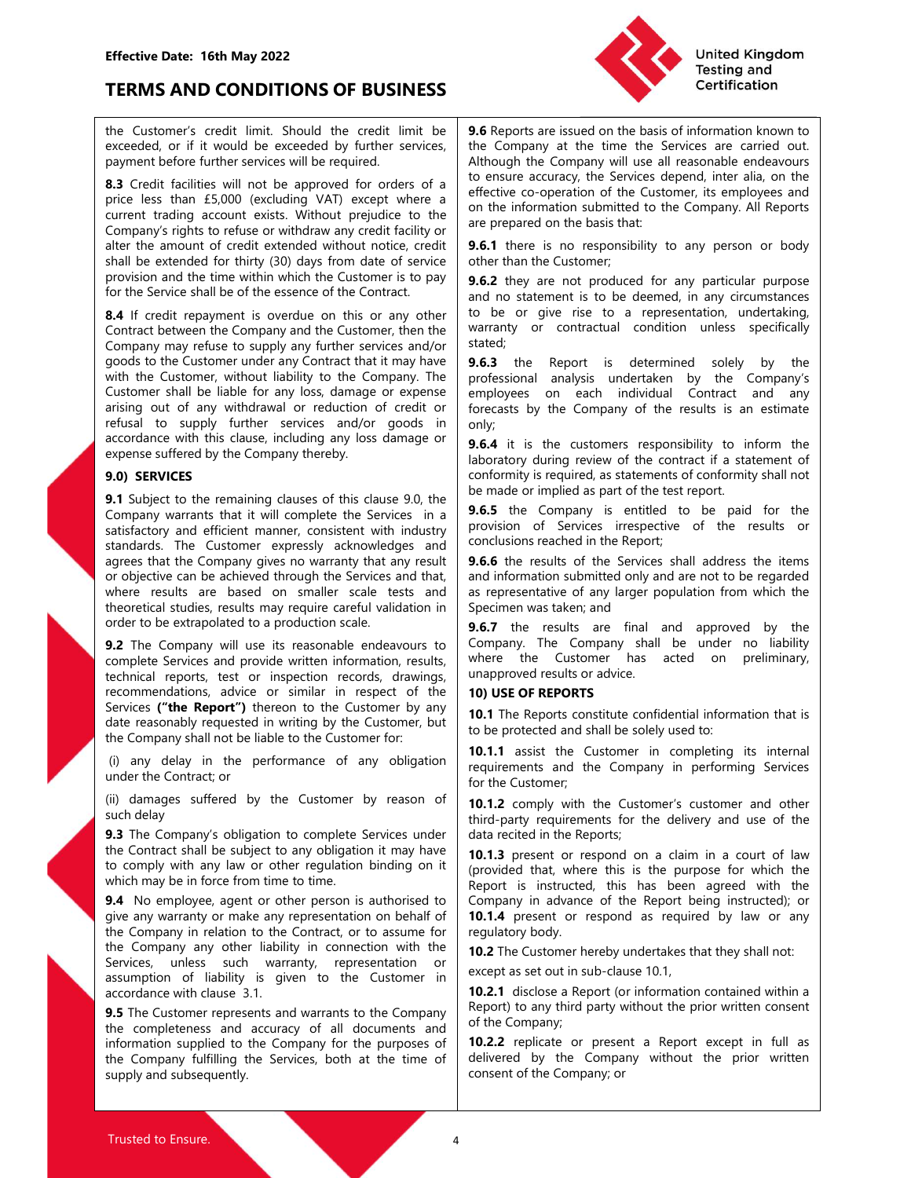the Customer's credit limit. Should the credit limit be exceeded, or if it would be exceeded by further services, payment before further services will be required.

**8.3** Credit facilities will not be approved for orders of a price less than £5,000 (excluding VAT) except where a current trading account exists. Without prejudice to the Company's rights to refuse or withdraw any credit facility or alter the amount of credit extended without notice, credit shall be extended for thirty (30) days from date of service provision and the time within which the Customer is to pay for the Service shall be of the essence of the Contract.

**8.4** If credit repayment is overdue on this or any other Contract between the Company and the Customer, then the Company may refuse to supply any further services and/or goods to the Customer under any Contract that it may have with the Customer, without liability to the Company. The Customer shall be liable for any loss, damage or expense arising out of any withdrawal or reduction of credit or refusal to supply further services and/or goods in accordance with this clause, including any loss damage or expense suffered by the Company thereby.

## 9.0) SERVICES

**9.1** Subject to the remaining clauses of this clause 9.0, the Company warrants that it will complete the Services in a satisfactory and efficient manner, consistent with industry standards. The Customer expressly acknowledges and agrees that the Company gives no warranty that any result or objective can be achieved through the Services and that, where results are based on smaller scale tests and theoretical studies, results may require careful validation in order to be extrapolated to a production scale.

**9.2** The Company will use its reasonable endeavours to complete Services and provide written information, results, technical reports, test or inspection records, drawings, recommendations, advice or similar in respect of the Services **("the Report")** thereon to the Customer by any date reasonably requested in writing by the Customer, but the Company shall not be liable to the Customer for:

(i) any delay in the performance of any obligation under the Contract; or

(ii) damages suffered by the Customer by reason of such delay

**9.3** The Company's obligation to complete Services under the Contract shall be subject to any obligation it may have to comply with any law or other regulation binding on it which may be in force from time to time.

**9.4** No employee, agent or other person is authorised to give any warranty or make any representation on behalf of the Company in relation to the Contract, or to assume for the Company any other liability in connection with the Services, unless such warranty, representation or assumption of liability is given to the Customer in accordance with clause 3.1.

**9.5** The Customer represents and warrants to the Company the completeness and accuracy of all documents and information supplied to the Company for the purposes of the Company fulfilling the Services, both at the time of supply and subsequently.

**9.6** Reports are issued on the basis of information known to the Company at the time the Services are carried out. Although the Company will use all reasonable endeavours to ensure accuracy, the Services depend, inter alia, on the effective co-operation of the Customer, its employees and on the information submitted to the Company. All Reports are prepared on the basis that:

**9.6.1** there is no responsibility to any person or body other than the Customer;

**9.6.2** they are not produced for any particular purpose and no statement is to be deemed, in any circumstances to be or give rise to a representation, undertaking, warranty or contractual condition unless specifically stated;

**9.6.3** the Report is determined solely by the professional analysis undertaken by the Company's employees on each individual Contract and any forecasts by the Company of the results is an estimate only;

**9.6.4** it is the customers responsibility to inform the laboratory during review of the contract if a statement of conformity is required, as statements of conformity shall not be made or implied as part of the test report.

**9.6.5** the Company is entitled to be paid for the provision of Services irrespective of the results or conclusions reached in the Report;

**9.6.6** the results of the Services shall address the items and information submitted only and are not to be regarded as representative of any larger population from which the Specimen was taken; and

**9.6.7** the results are final and approved by the Company. The Company shall be under no liability where the Customer has acted on preliminary, unapproved results or advice.

## 10) USE OF REPORTS

**10.1** The Reports constitute confidential information that is to be protected and shall be solely used to:

**10.1.1** assist the Customer in completing its internal requirements and the Company in performing Services for the Customer;

**10.1.2** comply with the Customer's customer and other third-party requirements for the delivery and use of the data recited in the Reports;

**10.1.3** present or respond on a claim in a court of law (provided that, where this is the purpose for which the Report is instructed, this has been agreed with the Company in advance of the Report being instructed); or

**10.1.4** present or respond as required by law or any regulatory body.

**10.2** The Customer hereby undertakes that they shall not:

except as set out in sub-clause 10.1,

**10.2.1** disclose a Report (or information contained within a Report) to any third party without the prior written consent of the Company;

**10.2.2** replicate or present a Report except in full as delivered by the Company without the prior written consent of the Company; or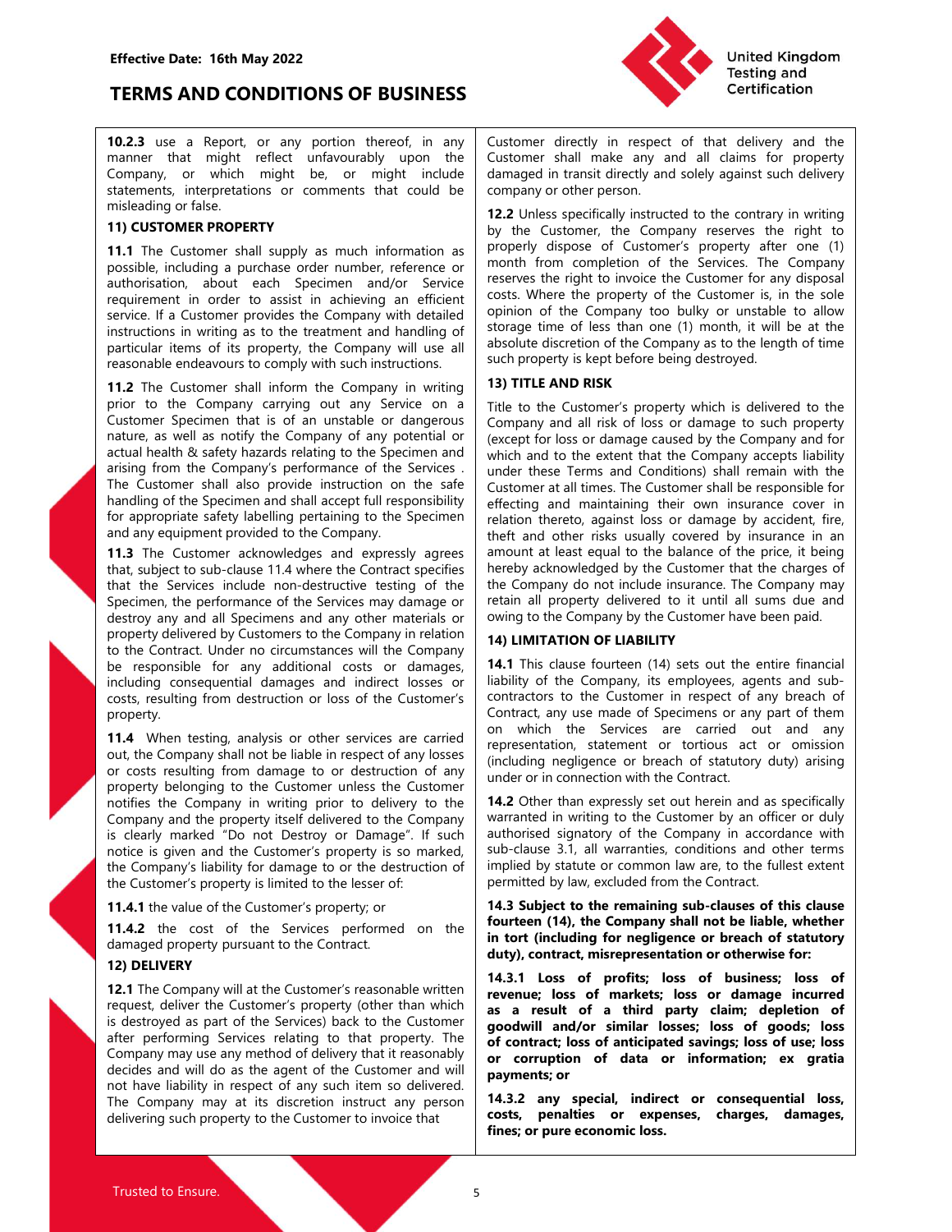**10.2.3** use a Report, or any portion thereof, in any manner that might reflect unfavourably upon the Company, or which might be, or might include statements, interpretations or comments that could be misleading or false.

## 11) CUSTOMER PROPERTY

**11.1** The Customer shall supply as much information as possible, including a purchase order number, reference or authorisation, about each Specimen and/or Service requirement in order to assist in achieving an efficient service. If a Customer provides the Company with detailed instructions in writing as to the treatment and handling of particular items of its property, the Company will use all reasonable endeavours to comply with such instructions.

**11.2** The Customer shall inform the Company in writing prior to the Company carrying out any Service on a Customer Specimen that is of an unstable or dangerous nature, as well as notify the Company of any potential or actual health & safety hazards relating to the Specimen and arising from the Company's performance of the Services . The Customer shall also provide instruction on the safe handling of the Specimen and shall accept full responsibility for appropriate safety labelling pertaining to the Specimen and any equipment provided to the Company.

**11.3** The Customer acknowledges and expressly agrees that, subject to sub-clause 11.4 where the Contract specifies that the Services include non-destructive testing of the Specimen, the performance of the Services may damage or destroy any and all Specimens and any other materials or property delivered by Customers to the Company in relation to the Contract. Under no circumstances will the Company be responsible for any additional costs or damages, including consequential damages and indirect losses or costs, resulting from destruction or loss of the Customer's property.

**11.4** When testing, analysis or other services are carried out, the Company shall not be liable in respect of any losses or costs resulting from damage to or destruction of any property belonging to the Customer unless the Customer notifies the Company in writing prior to delivery to the Company and the property itself delivered to the Company is clearly marked "Do not Destroy or Damage". If such notice is given and the Customer's property is so marked, the Company's liability for damage to or the destruction of the Customer's property is limited to the lesser of:

**11.4.1** the value of the Customer's property; or

**11.4.2** the cost of the Services performed on the damaged property pursuant to the Contract.

## 12) DELIVERY

**12.1** The Company will at the Customer's reasonable written request, deliver the Customer's property (other than which is destroyed as part of the Services) back to the Customer after performing Services relating to that property. The Company may use any method of delivery that it reasonably decides and will do as the agent of the Customer and will not have liability in respect of any such item so delivered. The Company may at its discretion instruct any person delivering such property to the Customer to invoice that Customer directly in respect of that delivery and the Customer shall make any and all claims for property damaged in transit directly and solely against such delivery company or other person.

**12.2** Unless specifically instructed to the contrary in writing by the Customer, the Company reserves the right to properly dispose of Customer's property after one (1) month from completion of the Services. The Company reserves the right to invoice the Customer for any disposal costs. Where the property of the Customer is, in the sole opinion of the Company too bulky or unstable to allow storage time of less than one (1) month, it will be at the absolute discretion of the Company as to the length of time such property is kept before being destroyed.

## 13) TITLE AND RISK

Title to the Customer's property which is delivered to the Company and all risk of loss or damage to such property (except for loss or damage caused by the Company and for which and to the extent that the Company accepts liability under these Terms and Conditions) shall remain with the Customer at all times. The Customer shall be responsible for effecting and maintaining their own insurance cover in relation thereto, against loss or damage by accident, fire, theft and other risks usually covered by insurance in an amount at least equal to the balance of the price, it being hereby acknowledged by the Customer that the charges of the Company do not include insurance. The Company may retain all property delivered to it until all sums due and owing to the Company by the Customer have been paid.

## 14) LIMITATION OF LIABILITY

**14.1** This clause fourteen (14) sets out the entire financial liability of the Company, its employees, agents and sub-contractors to the Customer in respect of any breach of Contract, any use made of Specimens or any part of them on which the Services are carried out and any representation, statement or tortious act or omission (including negligence or breach of statutory duty) arising under or in connection with the Contract.

**14.2** Other than expressly set out herein and as specifically warranted in writing to the Customer by an officer or duly authorised signatory of the Company in accordance with sub-clause 3.1, all warranties, conditions and other terms implied by statute or common law are, to the fullest extent permitted by law, excluded from the Contract.

**14.3 Subject to the remaining sub-clauses of this clause fourteen (14), the Company shall not be liable, whether in tort (including for negligence or breach of statutory duty), contract, misrepresentation or otherwise for:**

**14.3.1 Loss of profits; loss of business; loss of revenue; loss of markets; loss or damage incurred as a result of a third party claim; depletion of goodwill and/or similar losses; loss of goods; loss of contract; loss of anticipated savings; loss of use; loss or corruption of data or information; ex gratia payments; or**

**14.3.2 any special, indirect or consequential loss, costs, penalties or expenses, charges, damages, fines; or pure economic loss.**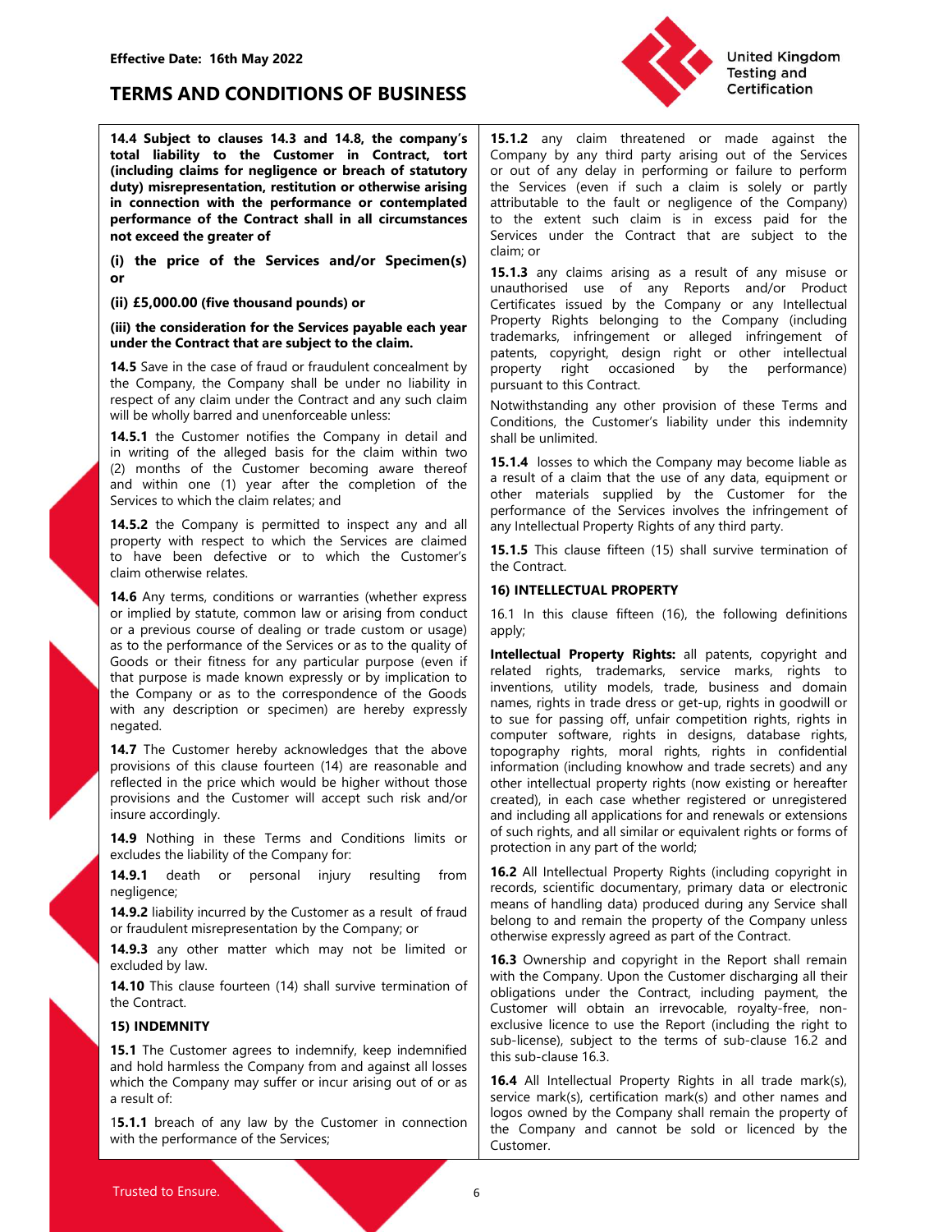**14.4 Subject to clauses 14.3 and 14.8, the company's total liability to the Customer in Contract, tort (including claims for negligence or breach of statutory duty) misrepresentation, restitution or otherwise arising in connection with the performance or contemplated performance of the Contract shall in all circumstances not exceed the greater of**

**(i) the price of the Services and/or Specimen(s) or**

**(ii) £5,000.00 (five thousand pounds) or**

**(iii) the consideration for the Services payable each year under the Contract that are subject to the claim.**

**14.5** Save in the case of fraud or fraudulent concealment by the Company, the Company shall be under no liability in respect of any claim under the Contract and any such claim will be wholly barred and unenforceable unless:

**14.5.1** the Customer notifies the Company in detail and in writing of the alleged basis for the claim within two (2) months of the Customer becoming aware thereof and within one (1) year after the completion of the Services to which the claim relates; and

**14.5.2** the Company is permitted to inspect any and all property with respect to which the Services are claimed to have been defective or to which the Customer's claim otherwise relates.

**14.6** Any terms, conditions or warranties (whether express or implied by statute, common law or arising from conduct or a previous course of dealing or trade custom or usage) as to the performance of the Services or as to the quality of Goods or their fitness for any particular purpose (even if that purpose is made known expressly or by implication to the Company or as to the correspondence of the Goods with any description or specimen) are hereby expressly negated.

**14.7** The Customer hereby acknowledges that the above provisions of this clause fourteen (14) are reasonable and reflected in the price which would be higher without those provisions and the Customer will accept such risk and/or insure accordingly.

**14.9** Nothing in these Terms and Conditions limits or excludes the liability of the Company for:

**14.9.1** death or personal injury resulting from negligence;

**14.9.2** liability incurred by the Customer as a result of fraud or fraudulent misrepresentation by the Company; or

**14.9.3** any other matter which may not be limited or excluded by law.

**14.10** This clause fourteen (14) shall survive termination of the Contract.

**15) INDEMNITY**

**15.1** The Customer agrees to indemnify, keep indemnified and hold harmless the Company from and against all losses which the Company may suffer or incur arising out of or as a result of:

**15.1.1** breach of any law by the Customer in connection with the performance of the Services;

**15.1.2** any claim threatened or made against the Company by any third party arising out of the Services or out of any delay in performing or failure to perform the Services (even if such a claim is solely or partly attributable to the fault or negligence of the Company) to the extent such claim is in excess paid for the Services under the Contract that are subject to the claim; or

**15.1.3** any claims arising as a result of any misuse or unauthorised use of any Reports and/or Product Certificates issued by the Company or any Intellectual Property Rights belonging to the Company (including trademarks, infringement or alleged infringement of patents, copyright, design right or other intellectual property right occasioned by the performance) pursuant to this Contract.

Notwithstanding any other provision of these Terms and Conditions, the Customer's liability under this indemnity shall be unlimited.

**15.1.4** losses to which the Company may become liable as a result of a claim that the use of any data, equipment or other materials supplied by the Customer for the performance of the Services involves the infringement of any Intellectual Property Rights of any third party.

**15.1.5** This clause fifteen (15) shall survive termination of the Contract.

**16) INTELLECTUAL PROPERTY**

16.1 In this clause fifteen (16), the following definitions apply;

**Intellectual Property Rights:** all patents, copyright and related rights, trademarks, service marks, rights to inventions, utility models, trade, business and domain names, rights in trade dress or get-up, rights in goodwill or to sue for passing off, unfair competition rights, rights in computer software, rights in designs, database rights, topography rights, moral rights, rights in confidential information (including knowhow and trade secrets) and any other intellectual property rights (now existing or hereafter created), in each case whether registered or unregistered and including all applications for and renewals or extensions of such rights, and all similar or equivalent rights or forms of protection in any part of the world;

**16.2** All Intellectual Property Rights (including copyright in records, scientific documentary, primary data or electronic means of handling data) produced during any Service shall belong to and remain the property of the Company unless otherwise expressly agreed as part of the Contract.

**16.3** Ownership and copyright in the Report shall remain with the Company. Upon the Customer discharging all their obligations under the Contract, including payment, the Customer will obtain an irrevocable, royalty-free, non-exclusive licence to use the Report (including the right to sub-license), subject to the terms of sub-clause 16.2 and this sub-clause 16.3.

**16.4** All Intellectual Property Rights in all trade mark(s), service mark(s), certification mark(s) and other names and logos owned by the Company shall remain the property of the Company and cannot be sold or licenced by the Customer.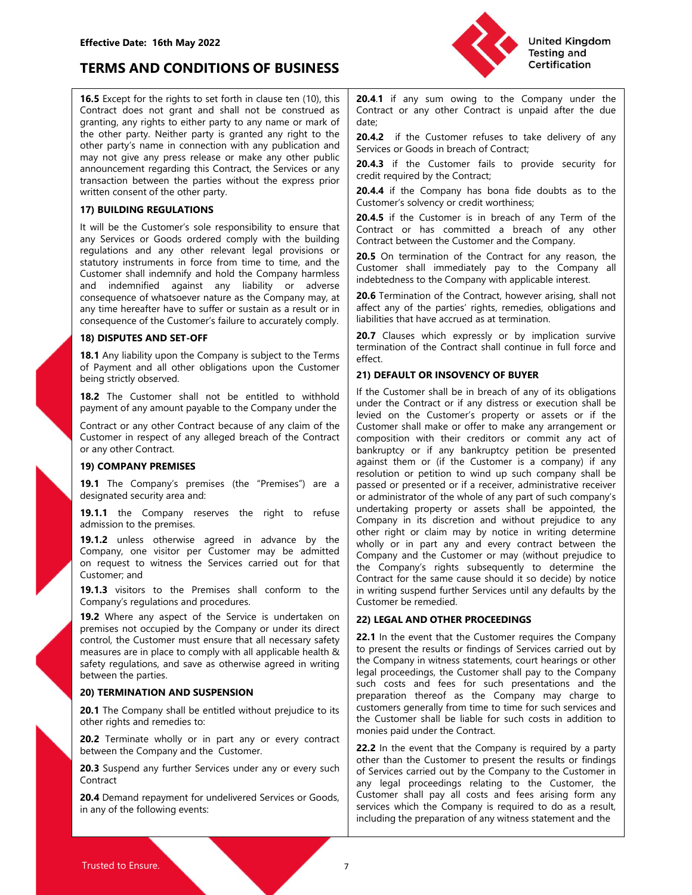**16.5** Except for the rights to set forth in clause ten (10), this Contract does not grant and shall not be construed as granting, any rights to either party to any name or mark of the other party. Neither party is granted any right to the other party's name in connection with any publication and may not give any press release or make any other public announcement regarding this Contract, the Services or any transaction between the parties without the express prior written consent of the other party.

## 17) BUILDING REGULATIONS

It will be the Customer's sole responsibility to ensure that any Services or Goods ordered comply with the building regulations and any other relevant legal provisions or statutory instruments in force from time to time, and the Customer shall indemnify and hold the Company harmless and indemnified against any liability or adverse consequence of whatsoever nature as the Company may, at any time hereafter have to suffer or sustain as a result or in consequence of the Customer's failure to accurately comply.

## 18) DISPUTES AND SET-OFF

**18.1** Any liability upon the Company is subject to the Terms of Payment and all other obligations upon the Customer being strictly observed.

**18.2** The Customer shall not be entitled to withhold payment of any amount payable to the Company under the Contract or any other Contract because of any claim of the Customer in respect of any alleged breach of the Contract or any other Contract.

## 19) COMPANY PREMISES

**19.1** The Company's premises (the "Premises") are a designated security area and:

**19.1.1** the Company reserves the right to refuse admission to the premises.

**19.1.2** unless otherwise agreed in advance by the Company, one visitor per Customer may be admitted on request to witness the Services carried out for that Customer; and

**19.1.3** visitors to the Premises shall conform to the Company's regulations and procedures.

**19.2** Where any aspect of the Service is undertaken on premises not occupied by the Company or under its direct control, the Customer must ensure that all necessary safety measures are in place to comply with all applicable health & safety regulations, and save as otherwise agreed in writing between the parties.

## 20) TERMINATION AND SUSPENSION

**20.1** The Company shall be entitled without prejudice to its other rights and remedies to:

**20.2** Terminate wholly or in part any or every contract between the Company and the Customer.

**20.3** Suspend any further Services under any or every such Contract

**20.4** Demand repayment for undelivered Services or Goods, in any of the following events:

**20.4.1** if any sum owing to the Company under the Contract or any other Contract is unpaid after the due date;

**20.4.2** if the Customer refuses to take delivery of any Services or Goods in breach of Contract;

**20.4.3** if the Customer fails to provide security for credit required by the Contract;

**20.4.4** if the Company has bona fide doubts as to the Customer's solvency or credit worthiness;

**20.4.5** if the Customer is in breach of any Term of the Contract or has committed a breach of any other Contract between the Customer and the Company.

**20.5** On termination of the Contract for any reason, the Customer shall immediately pay to the Company all indebtedness to the Company with applicable interest.

**20.6** Termination of the Contract, however arising, shall not affect any of the parties' rights, remedies, obligations and liabilities that have accrued as at termination.

**20.7** Clauses which expressly or by implication survive termination of the Contract shall continue in full force and effect.

## 21) DEFAULT OR INSOVENCY OF BUYER

If the Customer shall be in breach of any of its obligations under the Contract or if any distress or execution shall be levied on the Customer's property or assets or if the Customer shall make or offer to make any arrangement or composition with their creditors or commit any act of bankruptcy or if any bankruptcy petition be presented against them or (if the Customer is a company) if any resolution or petition to wind up such company shall be passed or presented or if a receiver, administrative receiver or administrator of the whole of any part of such company's undertaking property or assets shall be appointed, the Company in its discretion and without prejudice to any other right or claim may by notice in writing determine wholly or in part any and every contract between the Company and the Customer or may (without prejudice to the Company's rights subsequently to determine the Contract for the same cause should it so decide) by notice in writing suspend further Services until any defaults by the Customer be remedied.

## 22) LEGAL AND OTHER PROCEEDINGS

**22.1** In the event that the Customer requires the Company to present the results or findings of Services carried out by the Company in witness statements, court hearings or other legal proceedings, the Customer shall pay to the Company such costs and fees for such presentations and the preparation thereof as the Company may charge to customers generally from time to time for such services and the Customer shall be liable for such costs in addition to monies paid under the Contract.

**22.2** In the event that the Company is required by a party other than the Customer to present the results or findings of Services carried out by the Company to the Customer in any legal proceedings relating to the Customer, the Customer shall pay all costs and fees arising form any services which the Company is required to do as a result, including the preparation of any witness statement and the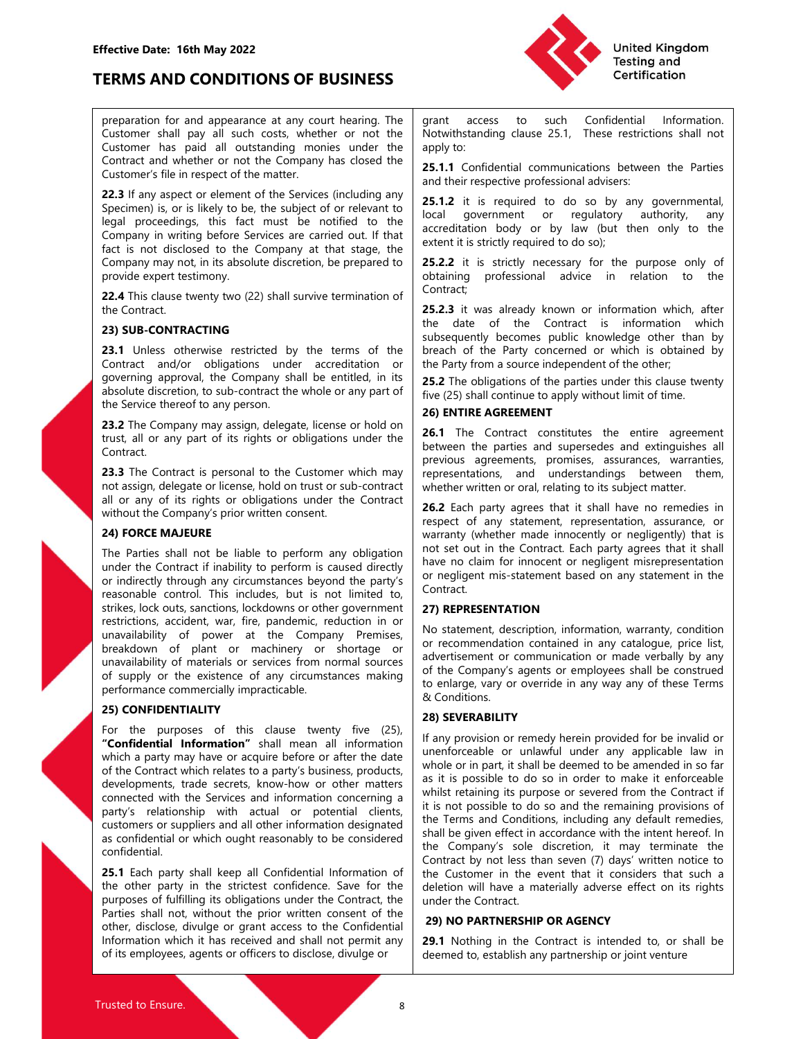preparation for and appearance at any court hearing. The Customer shall pay all such costs, whether or not the Customer has paid all outstanding monies under the Contract and whether or not the Company has closed the Customer's file in respect of the matter.

**22.3** If any aspect or element of the Services (including any Specimen) is, or is likely to be, the subject of or relevant to legal proceedings, this fact must be notified to the Company in writing before Services are carried out. If that fact is not disclosed to the Company at that stage, the Company may not, in its absolute discretion, be prepared to provide expert testimony.

**22.4** This clause twenty two (22) shall survive termination of the Contract.

## 23) SUB-CONTRACTING

**23.1** Unless otherwise restricted by the terms of the Contract and/or obligations under accreditation or governing approval, the Company shall be entitled, in its absolute discretion, to sub-contract the whole or any part of the Service thereof to any person.

**23.2** The Company may assign, delegate, license or hold on trust, all or any part of its rights or obligations under the Contract.

**23.3** The Contract is personal to the Customer which may not assign, delegate or license, hold on trust or sub-contract all or any of its rights or obligations under the Contract without the Company's prior written consent.

## 24) FORCE MAJEURE

The Parties shall not be liable to perform any obligation under the Contract if inability to perform is caused directly or indirectly through any circumstances beyond the party's reasonable control. This includes, but is not limited to, strikes, lock outs, sanctions, lockdowns or other government restrictions, accident, war, fire, pandemic, reduction in or unavailability of power at the Company Premises, breakdown of plant or machinery or shortage or unavailability of materials or services from normal sources of supply or the existence of any circumstances making performance commercially impracticable.

## 25) CONFIDENTIALITY

For the purposes of this clause twenty five (25), **"Confidential Information"** shall mean all information which a party may have or acquire before or after the date of the Contract which relates to a party's business, products, developments, trade secrets, know-how or other matters connected with the Services and information concerning a party's relationship with actual or potential clients, customers or suppliers and all other information designated as confidential or which ought reasonably to be considered confidential.

**25.1** Each party shall keep all Confidential Information of the other party in the strictest confidence. Save for the purposes of fulfilling its obligations under the Contract, the Parties shall not, without the prior written consent of the other, disclose, divulge or grant access to the Confidential Information which it has received and shall not permit any of its employees, agents or officers to disclose, divulge or grant access to such Confidential Information. Notwithstanding clause 25.1, These restrictions shall not apply to:

**25.1.1** Confidential communications between the Parties and their respective professional advisers:

**25.1.2** it is required to do so by any governmental, local government or regulatory authority, any accreditation body or by law (but then only to the extent it is strictly required to do so);

**25.2.2** it is strictly necessary for the purpose only of obtaining professional advice in relation to the Contract;

**25.2.3** it was already known or information which, after the date of the Contract is information which subsequently becomes public knowledge other than by breach of the Party concerned or which is obtained by the Party from a source independent of the other;

**25.2** The obligations of the parties under this clause twenty five (25) shall continue to apply without limit of time.

## 26) ENTIRE AGREEMENT

**26.1** The Contract constitutes the entire agreement between the parties and supersedes and extinguishes all previous agreements, promises, assurances, warranties, representations, and understandings between them, whether written or oral, relating to its subject matter.

**26.2** Each party agrees that it shall have no remedies in respect of any statement, representation, assurance, or warranty (whether made innocently or negligently) that is not set out in the Contract. Each party agrees that it shall have no claim for innocent or negligent misrepresentation or negligent mis-statement based on any statement in the Contract.

## 27) REPRESENTATION

No statement, description, information, warranty, condition or recommendation contained in any catalogue, price list, advertisement or communication or made verbally by any of the Company's agents or employees shall be construed to enlarge, vary or override in any way any of these Terms & Conditions.

## 28) SEVERABILITY

If any provision or remedy herein provided for be invalid or unenforceable or unlawful under any applicable law in whole or in part, it shall be deemed to be amended in so far as it is possible to do so in order to make it enforceable whilst retaining its purpose or severed from the Contract if it is not possible to do so and the remaining provisions of the Terms and Conditions, including any default remedies, shall be given effect in accordance with the intent hereof. In the Company's sole discretion, it may terminate the Contract by not less than seven (7) days' written notice to the Customer in the event that it considers that such a deletion will have a materially adverse effect on its rights under the Contract.

## 29) NO PARTNERSHIP OR AGENCY

**29.1** Nothing in the Contract is intended to, or shall be deemed to, establish any partnership or joint venture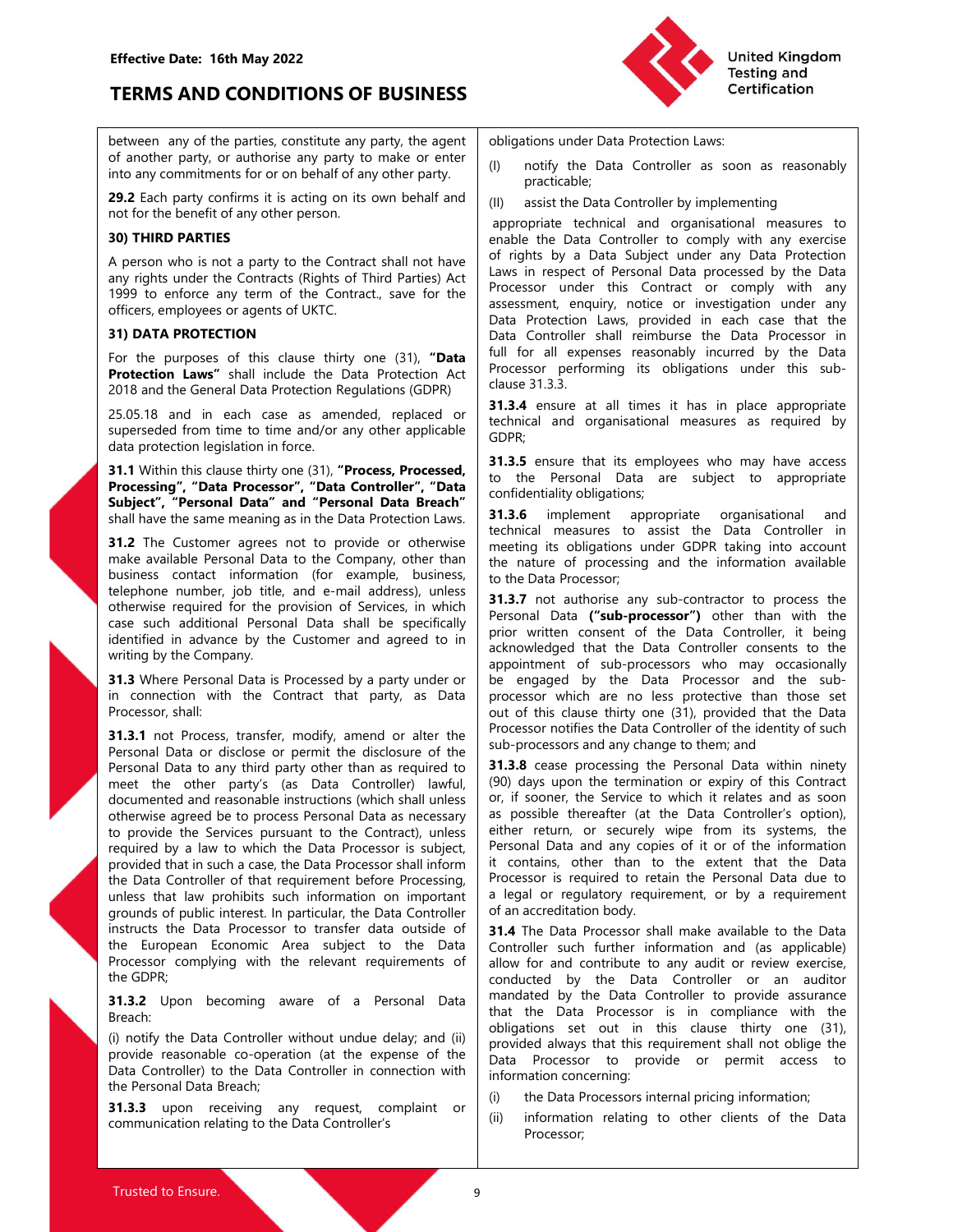between any of the parties, constitute any party, the agent of another party, or authorise any party to make or enter into any commitments for or on behalf of any other party.

**29.2** Each party confirms it is acting on its own behalf and not for the benefit of any other person.

**30) THIRD PARTIES**

A person who is not a party to the Contract shall not have any rights under the Contracts (Rights of Third Parties) Act 1999 to enforce any term of the Contract., save for the officers, employees or agents of UKTC.

**31) DATA PROTECTION**

For the purposes of this clause thirty one (31), **"Data Protection Laws"** shall include the Data Protection Act 2018 and the General Data Protection Regulations (GDPR)

25.05.18 and in each case as amended, replaced or superseded from time to time and/or any other applicable data protection legislation in force.

**31.1** Within this clause thirty one (31), **"Process, Processed, Processing", "Data Processor", "Data Controller", "Data Subject", "Personal Data" and "Personal Data Breach"** shall have the same meaning as in the Data Protection Laws.

**31.2** The Customer agrees not to provide or otherwise make available Personal Data to the Company, other than business contact information (for example, business, telephone number, job title, and e-mail address), unless otherwise required for the provision of Services, in which case such additional Personal Data shall be specifically identified in advance by the Customer and agreed to in writing by the Company.

**31.3** Where Personal Data is Processed by a party under or in connection with the Contract that party, as Data Processor, shall:

**31.3.1** not Process, transfer, modify, amend or alter the Personal Data or disclose or permit the disclosure of the Personal Data to any third party other than as required to meet the other party's (as Data Controller) lawful, documented and reasonable instructions (which shall unless otherwise agreed be to process Personal Data as necessary to provide the Services pursuant to the Contract), unless required by a law to which the Data Processor is subject, provided that in such a case, the Data Processor shall inform the Data Controller of that requirement before Processing, unless that law prohibits such information on important grounds of public interest. In particular, the Data Controller instructs the Data Processor to transfer data outside of the European Economic Area subject to the Data Processor complying with the relevant requirements of the GDPR;

**31.3.2** Upon becoming aware of a Personal Data Breach:

(i) notify the Data Controller without undue delay; and (ii) provide reasonable co-operation (at the expense of the Data Controller) to the Data Controller in connection with the Personal Data Breach;

**31.3.3** upon receiving any request, complaint or communication relating to the Data Controller's obligations under Data Protection Laws:

(I) notify the Data Controller as soon as reasonably practicable;

(II) assist the Data Controller by implementing

appropriate technical and organisational measures to enable the Data Controller to comply with any exercise of rights by a Data Subject under any Data Protection Laws in respect of Personal Data processed by the Data Processor under this Contract or comply with any assessment, enquiry, notice or investigation under any Data Protection Laws, provided in each case that the Data Controller shall reimburse the Data Processor in full for all expenses reasonably incurred by the Data Processor performing its obligations under this sub-clause 31.3.3.

**31.3.4** ensure at all times it has in place appropriate technical and organisational measures as required by GDPR;

**31.3.5** ensure that its employees who may have access to the Personal Data are subject to appropriate confidentiality obligations;

**31.3.6** implement appropriate organisational and technical measures to assist the Data Controller in meeting its obligations under GDPR taking into account the nature of processing and the information available to the Data Processor;

**31.3.7** not authorise any sub-contractor to process the Personal Data **("sub-processor")** other than with the prior written consent of the Data Controller, it being acknowledged that the Data Controller consents to the appointment of sub-processors who may occasionally be engaged by the Data Processor and the sub-processor which are no less protective than those set out of this clause thirty one (31), provided that the Data Processor notifies the Data Controller of the identity of such sub-processors and any change to them; and

**31.3.8** cease processing the Personal Data within ninety (90) days upon the termination or expiry of this Contract or, if sooner, the Service to which it relates and as soon as possible thereafter (at the Data Controller's option), either return, or securely wipe from its systems, the Personal Data and any copies of it or of the information it contains, other than to the extent that the Data Processor is required to retain the Personal Data due to a legal or regulatory requirement, or by a requirement of an accreditation body.

**31.4** The Data Processor shall make available to the Data Controller such further information and (as applicable) allow for and contribute to any audit or review exercise, conducted by the Data Controller or an auditor mandated by the Data Controller to provide assurance that the Data Processor is in compliance with the obligations set out in this clause thirty one (31), provided always that this requirement shall not oblige the Data Processor to provide or permit access to information concerning:

(i) the Data Processors internal pricing information;

(ii) information relating to other clients of the Data Processor;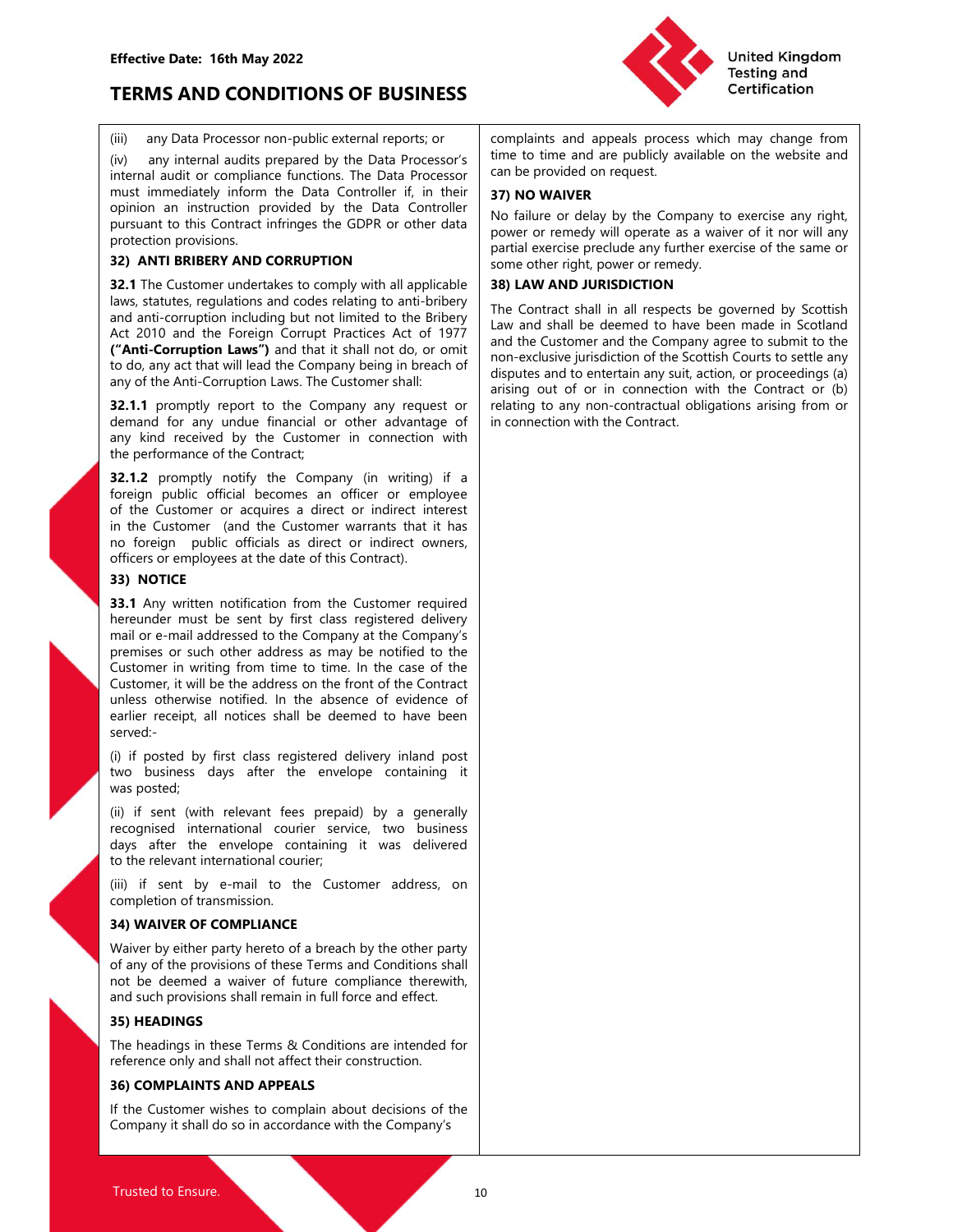(iii) any Data Processor non-public external reports; or

(iv) any internal audits prepared by the Data Processor's internal audit or compliance functions. The Data Processor must immediately inform the Data Controller if, in their opinion an instruction provided by the Data Controller pursuant to this Contract infringes the GDPR or other data protection provisions.

## 32) ANTI BRIBERY AND CORRUPTION

**32.1** The Customer undertakes to comply with all applicable laws, statutes, regulations and codes relating to anti-bribery and anti-corruption including but not limited to the Bribery Act 2010 and the Foreign Corrupt Practices Act of 1977 **("Anti-Corruption Laws")** and that it shall not do, or omit to do, any act that will lead the Company being in breach of any of the Anti-Corruption Laws. The Customer shall:

**32.1.1** promptly report to the Company any request or demand for any undue financial or other advantage of any kind received by the Customer in connection with the performance of the Contract;

**32.1.2** promptly notify the Company (in writing) if a foreign public official becomes an officer or employee of the Customer or acquires a direct or indirect interest in the Customer (and the Customer warrants that it has no foreign public officials as direct or indirect owners, officers or employees at the date of this Contract).

## 33) NOTICE

**33.1** Any written notification from the Customer required hereunder must be sent by first class registered delivery mail or e-mail addressed to the Company at the Company's premises or such other address as may be notified to the Customer in writing from time to time. In the case of the Customer, it will be the address on the front of the Contract unless otherwise notified. In the absence of evidence of earlier receipt, all notices shall be deemed to have been served:-

(i) if posted by first class registered delivery inland post two business days after the envelope containing it was posted;

(ii) if sent (with relevant fees prepaid) by a generally recognised international courier service, two business days after the envelope containing it was delivered to the relevant international courier;

(iii) if sent by e-mail to the Customer address, on completion of transmission.

## 34) WAIVER OF COMPLIANCE

Waiver by either party hereto of a breach by the other party of any of the provisions of these Terms and Conditions shall not be deemed a waiver of future compliance therewith, and such provisions shall remain in full force and effect.

## 35) HEADINGS

The headings in these Terms & Conditions are intended for reference only and shall not affect their construction.

## 36) COMPLAINTS AND APPEALS

If the Customer wishes to complain about decisions of the Company it shall do so in accordance with the Company's complaints and appeals process which may change from time to time and are publicly available on the website and can be provided on request.

## 37) NO WAIVER

No failure or delay by the Company to exercise any right, power or remedy will operate as a waiver of it nor will any partial exercise preclude any further exercise of the same or some other right, power or remedy.

## 38) LAW AND JURISDICTION

The Contract shall in all respects be governed by Scottish Law and shall be deemed to have been made in Scotland and the Customer and the Company agree to submit to the non-exclusive jurisdiction of the Scottish Courts to settle any disputes and to entertain any suit, action, or proceedings (a) arising out of or in connection with the Contract or (b) relating to any non-contractual obligations arising from or in connection with the Contract.